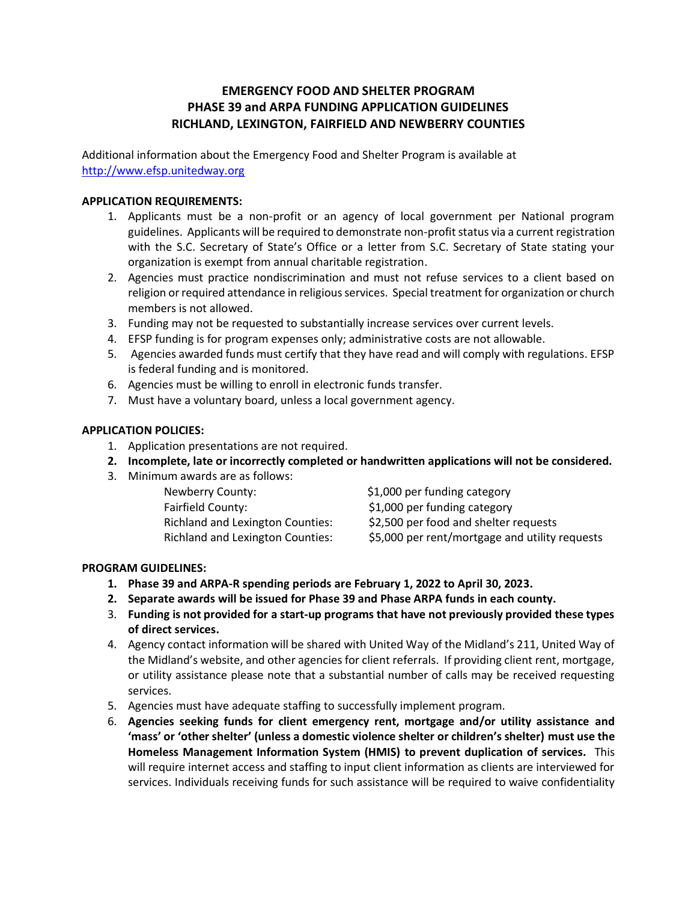# EMERGENCY FOOD AND SHELTER PROGRAM
# PHASE 39 and ARPA FUNDING APPLICATION GUIDELINES
# RICHLAND, LEXINGTON, FAIRFIELD AND NEWBERRY COUNTIES

Additional information about the Emergency Food and Shelter Program is available at [http://www.efsp.unitedway.org](http://www.efsp.unitedway.org)

**APPLICATION REQUIREMENTS:**

1. Applicants must be a non-profit or an agency of local government per National program guidelines. Applicants will be required to demonstrate non-profit status via a current registration with the S.C. Secretary of State's Office or a letter from S.C. Secretary of State stating your organization is exempt from annual charitable registration.
2. Agencies must practice nondiscrimination and must not refuse services to a client based on religion or required attendance in religious services. Special treatment for organization or church members is not allowed.
3. Funding may not be requested to substantially increase services over current levels.
4. EFSP funding is for program expenses only; administrative costs are not allowable.
5. Agencies awarded funds must certify that they have read and will comply with regulations. EFSP is federal funding and is monitored.
6. Agencies must be willing to enroll in electronic funds transfer.
7. Must have a voluntary board, unless a local government agency.

**APPLICATION POLICIES:**

1. Application presentations are not required.
2. **Incomplete, late or incorrectly completed or handwritten applications will not be considered.**
3. Minimum awards are as follows:

| | |
|---|---|
| Newberry County: | $1,000 per funding category |
| Fairfield County: | $1,000 per funding category |
| Richland and Lexington Counties: | $2,500 per food and shelter requests |
| Richland and Lexington Counties: | $5,000 per rent/mortgage and utility requests |

**PROGRAM GUIDELINES:**

1. **Phase 39 and ARPA-R spending periods are February 1, 2022 to April 30, 2023.**
2. **Separate awards will be issued for Phase 39 and Phase ARPA funds in each county.**
3. **Funding is not provided for a start-up programs that have not previously provided these types of direct services.**
4. Agency contact information will be shared with United Way of the Midland's 211, United Way of the Midland's website, and other agencies for client referrals. If providing client rent, mortgage, or utility assistance please note that a substantial number of calls may be received requesting services.
5. Agencies must have adequate staffing to successfully implement program.
6. **Agencies seeking funds for client emergency rent, mortgage and/or utility assistance and 'mass' or 'other shelter' (unless a domestic violence shelter or children's shelter) must use the Homeless Management Information System (HMIS) to prevent duplication of services.** This will require internet access and staffing to input client information as clients are interviewed for services. Individuals receiving funds for such assistance will be required to waive confidentiality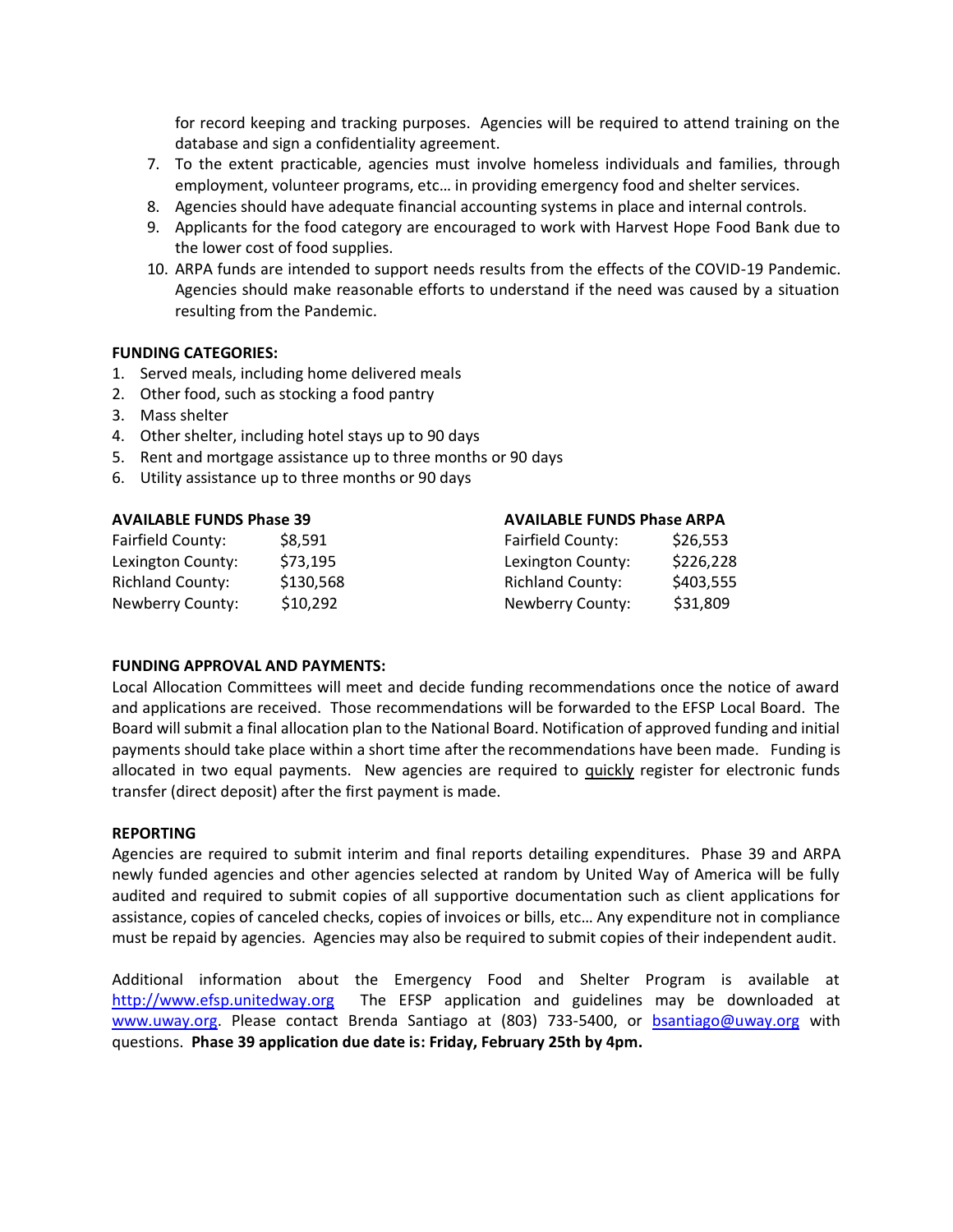for record keeping and tracking purposes. Agencies will be required to attend training on the database and sign a confidentiality agreement.

7. To the extent practicable, agencies must involve homeless individuals and families, through employment, volunteer programs, etc… in providing emergency food and shelter services.
8. Agencies should have adequate financial accounting systems in place and internal controls.
9. Applicants for the food category are encouraged to work with Harvest Hope Food Bank due to the lower cost of food supplies.
10. ARPA funds are intended to support needs results from the effects of the COVID-19 Pandemic. Agencies should make reasonable efforts to understand if the need was caused by a situation resulting from the Pandemic.

**FUNDING CATEGORIES:**

1. Served meals, including home delivered meals
2. Other food, such as stocking a food pantry
3. Mass shelter
4. Other shelter, including hotel stays up to 90 days
5. Rent and mortgage assistance up to three months or 90 days
6. Utility assistance up to three months or 90 days

**AVAILABLE FUNDS Phase 39**

| | |
|---|---|
| Fairfield County: | $8,591 |
| Lexington County: | $73,195 |
| Richland County: | $130,568 |
| Newberry County: | $10,292 |

**AVAILABLE FUNDS Phase ARPA**

| | |
|---|---|
| Fairfield County: | $26,553 |
| Lexington County: | $226,228 |
| Richland County: | $403,555 |
| Newberry County: | $31,809 |

**FUNDING APPROVAL AND PAYMENTS:**

Local Allocation Committees will meet and decide funding recommendations once the notice of award and applications are received. Those recommendations will be forwarded to the EFSP Local Board. The Board will submit a final allocation plan to the National Board. Notification of approved funding and initial payments should take place within a short time after the recommendations have been made. Funding is allocated in two equal payments. New agencies are required to quickly register for electronic funds transfer (direct deposit) after the first payment is made.

**REPORTING**

Agencies are required to submit interim and final reports detailing expenditures. Phase 39 and ARPA newly funded agencies and other agencies selected at random by United Way of America will be fully audited and required to submit copies of all supportive documentation such as client applications for assistance, copies of canceled checks, copies of invoices or bills, etc… Any expenditure not in compliance must be repaid by agencies. Agencies may also be required to submit copies of their independent audit.

Additional information about the Emergency Food and Shelter Program is available at http://www.efsp.unitedway.org The EFSP application and guidelines may be downloaded at www.uway.org. Please contact Brenda Santiago at (803) 733-5400, or bsantiago@uway.org with questions. **Phase 39 application due date is: Friday, February 25th by 4pm.**